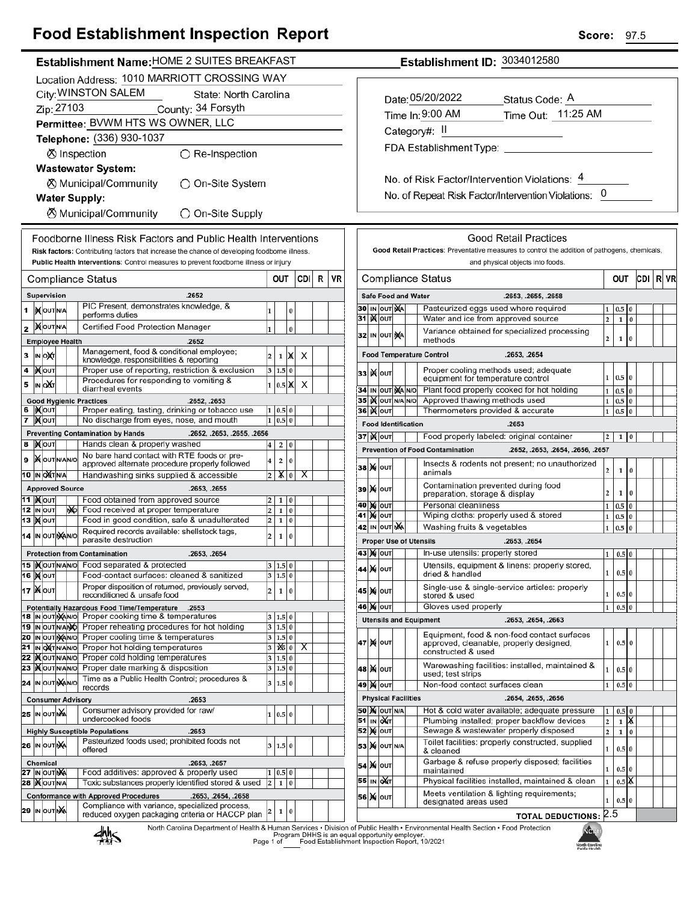# Food Establishment Inspection Report

**Score:** 97.5

**Establishment Name:** HOME 2 SUITES BREAKFAST

**Establishment ID:** 3034012580

Location Address: 1010 MARRIOTT CROSSING WAY
City: WINSTON SALEM State: North Carolina
Zip: 27103 County: 34 Forsyth
Permittee: BVWM HTS WS OWNER, LLC
Telephone: (336) 930-1037

☒ Inspection ○ Re-Inspection

**Wastewater System:**
☒ Municipal/Community ○ On-Site System

**Water Supply:**
☒ Municipal/Community ○ On-Site Supply

Date: 05/20/2022 Status Code: A
Time In: 9:00 AM Time Out: 11:25 AM
Category#: II
FDA Establishment Type:

No. of Risk Factor/Intervention Violations: 4
No. of Repeat Risk Factor/Intervention Violations: 0

## Foodborne Illness Risk Factors and Public Health Interventions

**Risk factors:** Contributing factors that increase the chance of developing foodborne illness.
**Public Health Interventions:** Control measures to prevent foodborne illness or injury

| # | Status | Compliance Status | OUT | | | CDI | R | VR |
|---|---|---|---|---|---|---|---|---|
| | | **Supervision .2652** | | | | | | |
| 1 | IN | PIC Present, demonstrates knowledge, & performs duties | 1 | | 0 | | | |
| 2 | IN | Certified Food Protection Manager | 1 | | 0 | | | |
| | | **Employee Health .2652** | | | | | | |
| 3 | OUT | Management, food & conditional employee; knowledge, responsibilities & reporting | 2 | 1 | X | X | | |
| 4 | IN | Proper use of reporting, restriction & exclusion | 3 | 1.5 | 0 | | | |
| 5 | OUT | Procedures for responding to vomiting & diarrheal events | 1 | 0.5 | X | X | | |
| | | **Good Hygienic Practices .2652, .2653** | | | | | | |
| 6 | IN | Proper eating, tasting, drinking or tobacco use | 1 | 0.5 | 0 | | | |
| 7 | IN | No discharge from eyes, nose, and mouth | 1 | 0.5 | 0 | | | |
| | | **Preventing Contamination by Hands .2652, .2653, .2655, .2656** | | | | | | |
| 8 | IN | Hands clean & properly washed | 4 | 2 | 0 | | | |
| 9 | IN | No bare hand contact with RTE foods or pre-approved alternate procedure properly followed | 4 | 2 | 0 | | | |
| 10 | OUT | Handwashing sinks supplied & accessible | 2 | X | 0 | X | | |
| | | **Approved Source .2653, .2655** | | | | | | |
| 11 | IN | Food obtained from approved source | 2 | 1 | 0 | | | |
| 12 | N/O | Food received at proper temperature | 2 | 1 | 0 | | | |
| 13 | IN | Food in good condition, safe & unadulterated | 2 | 1 | 0 | | | |
| 14 | N/A | Required records available: shellstock tags, parasite destruction | 2 | 1 | 0 | | | |
| | | **Protection from Contamination .2653, .2654** | | | | | | |
| 15 | IN | Food separated & protected | 3 | 1.5 | 0 | | | |
| 16 | IN | Food-contact surfaces: cleaned & sanitized | 3 | 1.5 | 0 | | | |
| 17 | IN | Proper disposition of returned, previously served, reconditioned & unsafe food | 2 | 1 | 0 | | | |
| | | **Potentially Hazardous Food Time/Temperature .2653** | | | | | | |
| 18 | N/A | Proper cooking time & temperatures | 3 | 1.5 | 0 | | | |
| 19 | N/O | Proper reheating procedures for hot holding | 3 | 1.5 | 0 | | | |
| 20 | N/A | Proper cooling time & temperatures | 3 | 1.5 | 0 | | | |
| 21 | OUT | Proper hot holding temperatures | 3 | X | 0 | X | | |
| 22 | IN | Proper cold holding temperatures | 3 | 1.5 | 0 | | | |
| 23 | IN | Proper date marking & disposition | 3 | 1.5 | 0 | | | |
| 24 | N/A | Time as a Public Health Control; procedures & records | 3 | 1.5 | 0 | | | |
| | | **Consumer Advisory .2653** | | | | | | |
| 25 | N/A | Consumer advisory provided for raw/ undercooked foods | 1 | 0.5 | 0 | | | |
| | | **Highly Susceptible Populations .2653** | | | | | | |
| 26 | N/A | Pasteurized foods used; prohibited foods not offered | 3 | 1.5 | 0 | | | |
| | | **Chemical .2653, .2657** | | | | | | |
| 27 | N/A | Food additives: approved & properly used | 1 | 0.5 | 0 | | | |
| 28 | IN | Toxic substances properly identified stored & used | 2 | 1 | 0 | | | |
| | | **Conformance with Approved Procedures .2653, .2654, .2658** | | | | | | |
| 29 | N/A | Compliance with variance, specialized process, reduced oxygen packaging criteria or HACCP plan | 2 | 1 | 0 | | | |

## Good Retail Practices

**Good Retail Practices:** Preventative measures to control the addition of pathogens, chemicals, and physical objects into foods.

| # | Status | Compliance Status | OUT | | | CDI | R | VR |
|---|---|---|---|---|---|---|---|---|
| | | **Safe Food and Water .2653, .2655, .2658** | | | | | | |
| 30 | N/A | Pasteurized eggs used where required | 1 | 0.5 | 0 | | | |
| 31 | IN | Water and ice from approved source | 2 | 1 | 0 | | | |
| 32 | N/A | Variance obtained for specialized processing methods | 2 | 1 | 0 | | | |
| | | **Food Temperature Control .2653, .2654** | | | | | | |
| 33 | IN | Proper cooling methods used; adequate equipment for temperature control | 1 | 0.5 | 0 | | | |
| 34 | N/A | Plant food properly cooked for hot holding | 1 | 0.5 | 0 | | | |
| 35 | IN | Approved thawing methods used | 1 | 0.5 | 0 | | | |
| 36 | IN | Thermometers provided & accurate | 1 | 0.5 | 0 | | | |
| | | **Food Identification .2653** | | | | | | |
| 37 | IN | Food properly labeled: original container | 2 | 1 | 0 | | | |
| | | **Prevention of Food Contamination .2652, .2653, .2654, .2656, .2657** | | | | | | |
| 38 | IN | Insects & rodents not present; no unauthorized animals | 2 | 1 | 0 | | | |
| 39 | IN | Contamination prevented during food preparation, storage & display | 2 | 1 | 0 | | | |
| 40 | IN | Personal cleanliness | 1 | 0.5 | 0 | | | |
| 41 | IN | Wiping cloths: properly used & stored | 1 | 0.5 | 0 | | | |
| 42 | N/A | Washing fruits & vegetables | 1 | 0.5 | 0 | | | |
| | | **Proper Use of Utensils .2653, .2654** | | | | | | |
| 43 | IN | In-use utensils: properly stored | 1 | 0.5 | 0 | | | |
| 44 | IN | Utensils, equipment & linens: properly stored, dried & handled | 1 | 0.5 | 0 | | | |
| 45 | IN | Single-use & single-service articles: properly stored & used | 1 | 0.5 | 0 | | | |
| 46 | IN | Gloves used properly | 1 | 0.5 | 0 | | | |
| | | **Utensils and Equipment .2653, .2654, .2663** | | | | | | |
| 47 | IN | Equipment, food & non-food contact surfaces approved, cleanable, properly designed, constructed & used | 1 | 0.5 | 0 | | | |
| 48 | IN | Warewashing facilities: installed, maintained & used; test strips | 1 | 0.5 | 0 | | | |
| 49 | IN | Non-food contact surfaces clean | 1 | 0.5 | 0 | | | |
| | | **Physical Facilities .2654, .2655, .2656** | | | | | | |
| 50 | IN | Hot & cold water available; adequate pressure | 1 | 0.5 | 0 | | | |
| 51 | OUT | Plumbing installed; proper backflow devices | 2 | 1 | X | | | |
| 52 | IN | Sewage & wastewater properly disposed | 2 | 1 | 0 | | | |
| 53 | IN | Toilet facilities: properly constructed, supplied & cleaned | 1 | 0.5 | 0 | | | |
| 54 | IN | Garbage & refuse properly disposed; facilities maintained | 1 | 0.5 | 0 | | | |
| 55 | OUT | Physical facilities installed, maintained & clean | 1 | 0.5 | X | | | |
| 56 | IN | Meets ventilation & lighting requirements; designated areas used | 1 | 0.5 | 0 | | | |

**TOTAL DEDUCTIONS:** 2.5

North Carolina Department of Health & Human Services • Division of Public Health • Environmental Health Section • Food Protection Program DHHS is an equal opportunity employer.
Food Establishment Inspection Report, 10/2021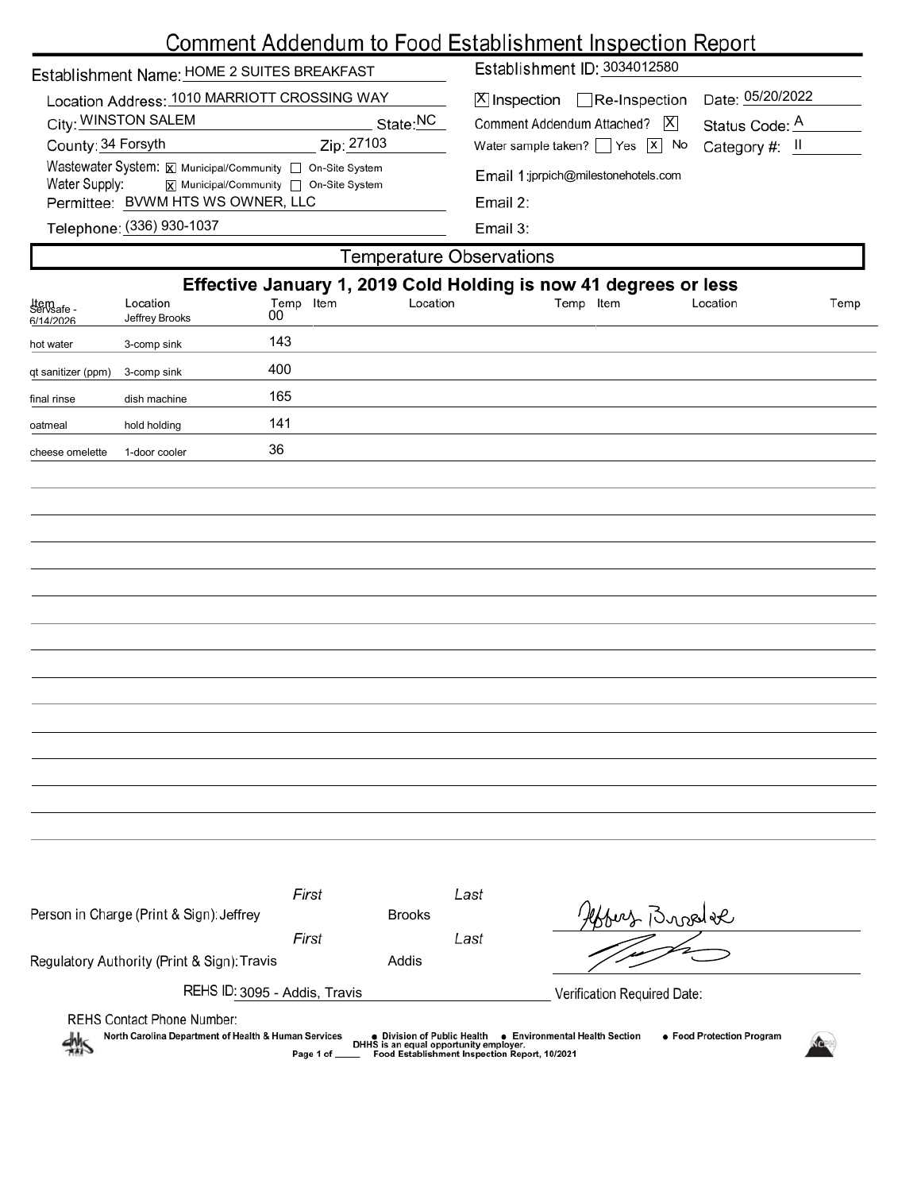# Comment Addendum to Food Establishment Inspection Report

Establishment Name: HOME 2 SUITES BREAKFAST

Establishment ID: 3034012580

Location Address: 1010 MARRIOTT CROSSING WAY

City: WINSTON SALEM State: NC

County: 34 Forsyth Zip: 27103

Wastewater System: [X] Municipal/Community [ ] On-Site System

Water Supply: [X] Municipal/Community [ ] On-Site System

Permittee: BVWM HTS WS OWNER, LLC

Telephone: (336) 930-1037

[X] Inspection [ ] Re-Inspection Date: 05/20/2022

Comment Addendum Attached? [X] Status Code: A

Water sample taken? [ ] Yes [X] No Category #: II

Email 1: jprpich@milestonehotels.com

Email 2:

Email 3:

## Temperature Observations

**Effective January 1, 2019 Cold Holding is now 41 degrees or less**

| Item | Location | Temp | Item | Location | Temp | Item | Location | Temp |
|---|---|---|---|---|---|---|---|---|
| Servsafe - 6/14/2026 | Jeffrey Brooks | 00 | | | | | | |
| hot water | 3-comp sink | 143 | | | | | | |
| qt sanitizer (ppm) | 3-comp sink | 400 | | | | | | |
| final rinse | dish machine | 165 | | | | | | |
| oatmeal | hold holding | 141 | | | | | | |
| cheese omelette | 1-door cooler | 36 | | | | | | |

Person in Charge (Print & Sign): First Jeffrey Last Brooks

Regulatory Authority (Print & Sign): First Travis Last Addis

REHS ID: 3095 - Addis, Travis

Verification Required Date:

REHS Contact Phone Number:

North Carolina Department of Health & Human Services • Division of Public Health • Environmental Health Section • Food Protection Program

DHHS is an equal opportunity employer.

Food Establishment Inspection Report, 10/2021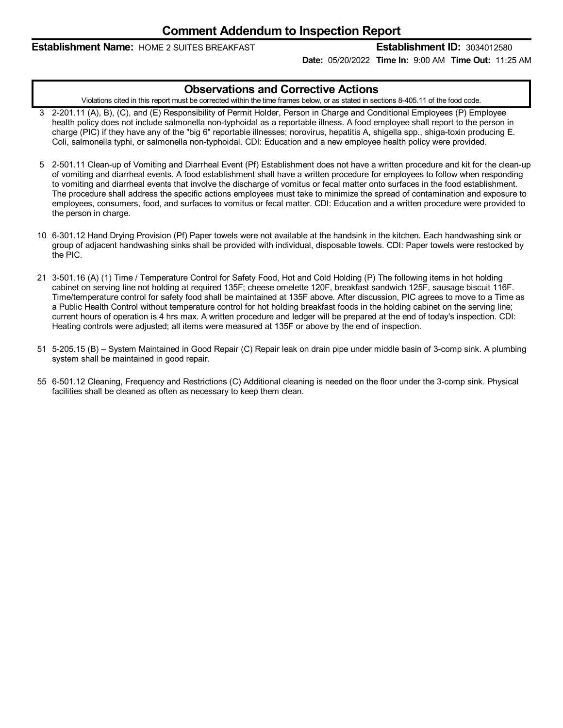# Comment Addendum to Inspection Report

**Establishment Name:** HOME 2 SUITES BREAKFAST **Establishment ID:** 3034012580

**Date:** 05/20/2022 **Time In:** 9:00 AM **Time Out:** 11:25 AM

## Observations and Corrective Actions

Violations cited in this report must be corrected within the time frames below, or as stated in sections 8-405.11 of the food code.

3 2-201.11 (A), B), (C), and (E) Responsibility of Permit Holder, Person in Charge and Conditional Employees (P) Employee health policy does not include salmonella non-typhoidal as a reportable illness. A food employee shall report to the person in charge (PIC) if they have any of the "big 6" reportable illnesses; norovirus, hepatitis A, shigella spp., shiga-toxin producing E. Coli, salmonella typhi, or salmonella non-typhoidal. CDI: Education and a new employee health policy were provided.

5 2-501.11 Clean-up of Vomiting and Diarrheal Event (Pf) Establishment does not have a written procedure and kit for the clean-up of vomiting and diarrheal events. A food establishment shall have a written procedure for employees to follow when responding to vomiting and diarrheal events that involve the discharge of vomitus or fecal matter onto surfaces in the food establishment. The procedure shall address the specific actions employees must take to minimize the spread of contamination and exposure to employees, consumers, food, and surfaces to vomitus or fecal matter. CDI: Education and a written procedure were provided to the person in charge.

10 6-301.12 Hand Drying Provision (Pf) Paper towels were not available at the handsink in the kitchen. Each handwashing sink or group of adjacent handwashing sinks shall be provided with individual, disposable towels. CDI: Paper towels were restocked by the PIC.

21 3-501.16 (A) (1) Time / Temperature Control for Safety Food, Hot and Cold Holding (P) The following items in hot holding cabinet on serving line not holding at required 135F; cheese omelette 120F, breakfast sandwich 125F, sausage biscuit 116F. Time/temperature control for safety food shall be maintained at 135F above. After discussion, PIC agrees to move to a Time as a Public Health Control without temperature control for hot holding breakfast foods in the holding cabinet on the serving line; current hours of operation is 4 hrs max. A written procedure and ledger will be prepared at the end of today's inspection. CDI: Heating controls were adjusted; all items were measured at 135F or above by the end of inspection.

51 5-205.15 (B) – System Maintained in Good Repair (C) Repair leak on drain pipe under middle basin of 3-comp sink. A plumbing system shall be maintained in good repair.

55 6-501.12 Cleaning, Frequency and Restrictions (C) Additional cleaning is needed on the floor under the 3-comp sink. Physical facilities shall be cleaned as often as necessary to keep them clean.